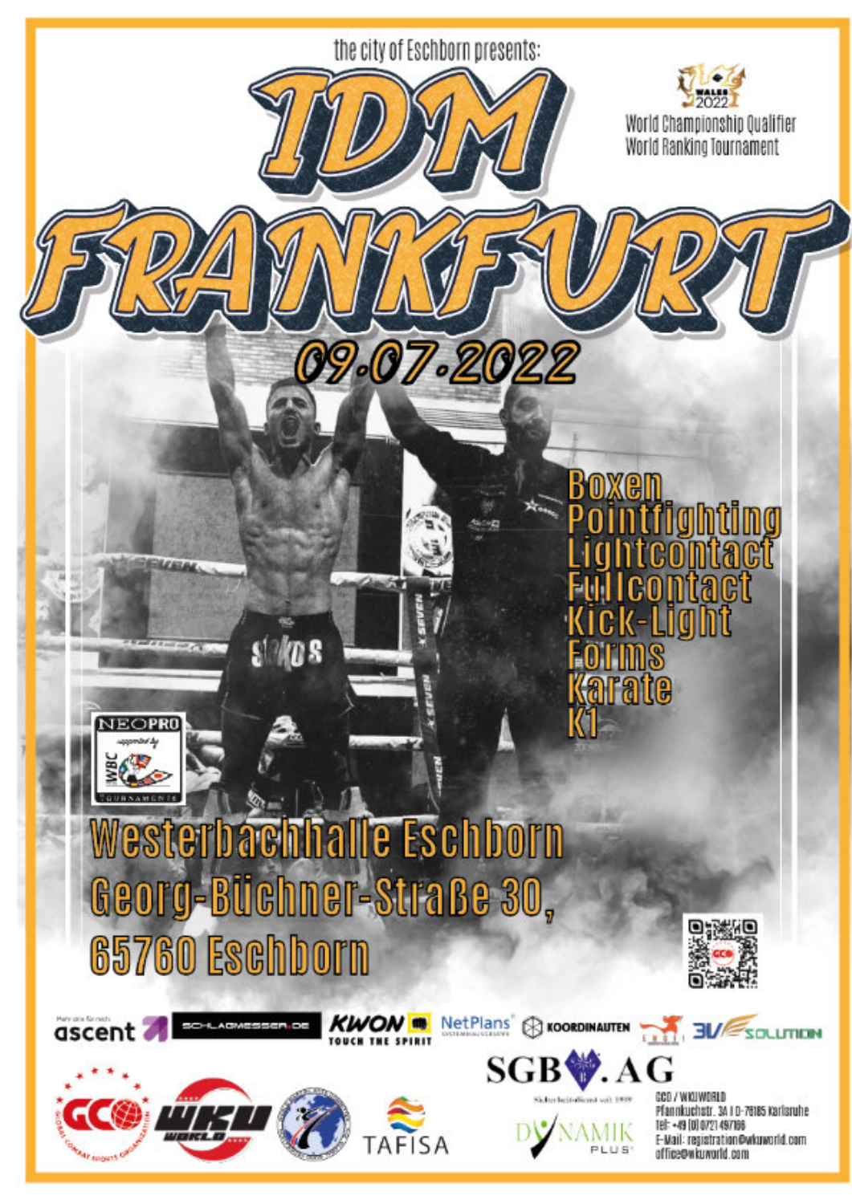the city of Eschborn presents:

# IDM FRANKFURT

## 09.07.2022

World Championship Qualifier
World Ranking Tournament

- Boxen
- Pointfighting
- Lightcontact
- Fullcontact
- Kick-Light
- Forms
- Karate
- K1

**Westerbachhalle Eschborn**
**Georg-Büchner-Straße 30,**
**65760 Eschborn**

GCO / WKUWORLD
Pfannkuchstr. 3A I D-76185 Karlsruhe
Tel: +49 (0) 0721 497166
E-Mail: registration@wkuworld.com
office@wkuworld.com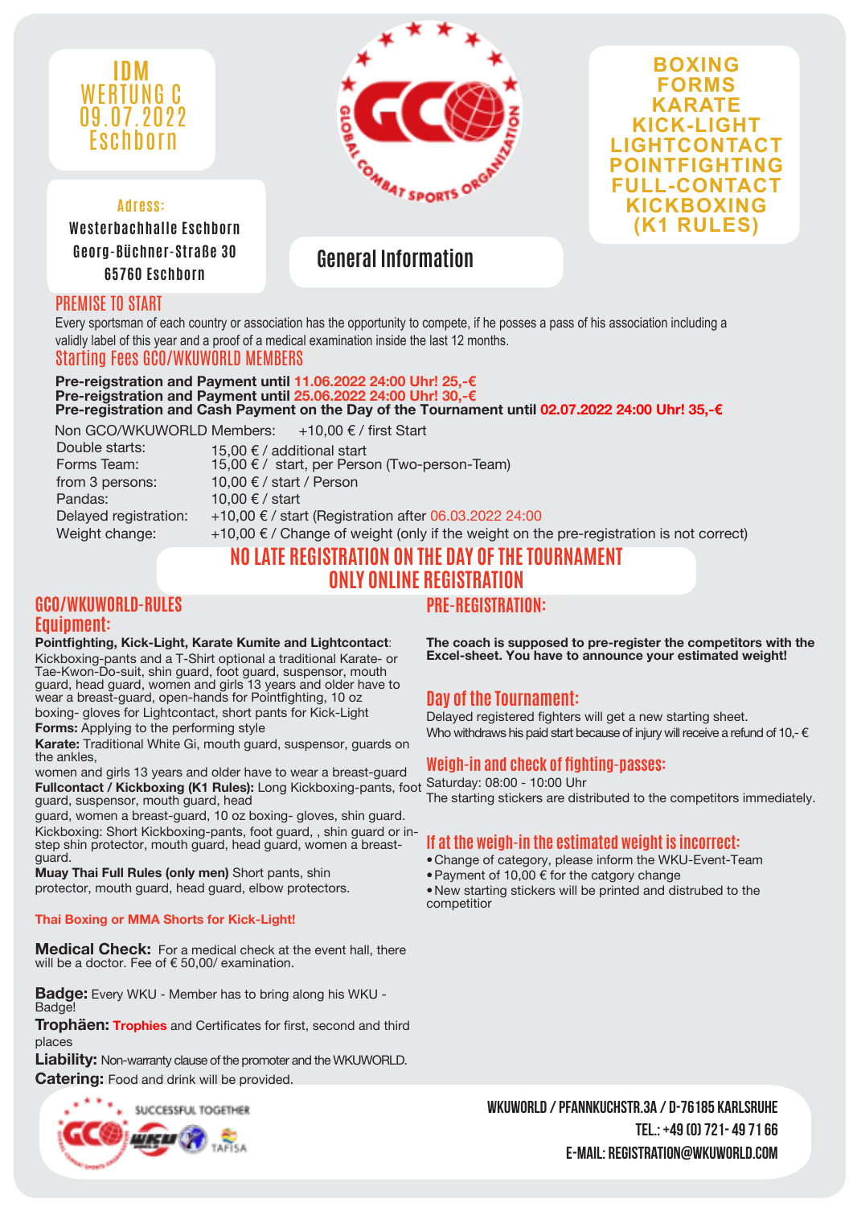IDM
WERTUNG C
09.07.2022
Eschborn

**Adress:**
Westerbachhalle Eschborn
Georg-Büchner-Straße 30
65760 Eschborn

BOXING
FORMS
KARATE
KICK-LIGHT
LIGHTCONTACT
POINTFIGHTING
FULL-CONTACT
KICKBOXING
(K1 RULES)

# General Information

## PREMISE TO START

Every sportsman of each country or association has the opportunity to compete, if he posses a pass of his association including a validly label of this year and a proof of a medical examination inside the last 12 months.

## Starting Fees GCO/WKUWORLD MEMBERS

**Pre-reigstration and Payment until 11.06.2022 24:00 Uhr! 25,-€**
**Pre-reigstration and Payment until 25.06.2022 24:00 Uhr! 30,-€**
**Pre-registration and Cash Payment on the Day of the Tournament until 02.07.2022 24:00 Uhr! 35,-€**

| | |
|---|---|
| Non GCO/WKUWORLD Members: | +10,00 € / first Start |
| Double starts: | 15,00 € / additional start |
| Forms Team: | 15,00 € / start, per Person (Two-person-Team) |
| from 3 persons: | 10,00 € / start / Person |
| Pandas: | 10,00 € / start |
| Delayed registration: | +10,00 € / start (Registration after 06.03.2022 24:00 |
| Weight change: | +10,00 € / Change of weight (only if the weight on the pre-registration is not correct) |

## NO LATE REGISTRATION ON THE DAY OF THE TOURNAMENT
## ONLY ONLINE REGISTRATION

## GCO/WKUWORLD-RULES

### Equipment:

**Pointfighting, Kick-Light, Karate Kumite and Lightcontact**: Kickboxing-pants and a T-Shirt optional a traditional Karate- or Tae-Kwon-Do-suit, shin guard, foot guard, suspensor, mouth guard, head guard, women and girls 13 years and older have to wear a breast-guard, open-hands for Pointfighting, 10 oz boxing- gloves for Lightcontact, short pants for Kick-Light

**Forms:** Applying to the performing style

**Karate:** Traditional White Gi, mouth guard, suspensor, guards on the ankles,
women and girls 13 years and older have to wear a breast-guard

**Fullcontact / Kickboxing (K1 Rules):** Long Kickboxing-pants, foot guard, suspensor, mouth guard, head
guard, women a breast-guard, 10 oz boxing- gloves, shin guard.
Kickboxing: Short Kickboxing-pants, foot guard, , shin guard or in-step shin protector, mouth guard, head guard, women a breast-guard.

**Muay Thai Full Rules (only men)** Short pants, shin protector, mouth guard, head guard, elbow protectors.

**Thai Boxing or MMA Shorts for Kick-Light!**

**Medical Check:** For a medical check at the event hall, there will be a doctor. Fee of € 50,00/ examination.

**Badge:** Every WKU - Member has to bring along his WKU - Badge!

**Trophäen:** Trophies and Certificates for first, second and third places

**Liability:** Non-warranty clause of the promoter and the WKUWORLD.

**Catering:** Food and drink will be provided.

## PRE-REGISTRATION:

**The coach is supposed to pre-register the competitors with the Excel-sheet. You have to announce your estimated weight!**

## Day of the Tournament:

Delayed registered fighters will get a new starting sheet.
Who withdraws his paid start because of injury will receive a refund of 10,- €

## Weigh-in and check of fighting-passes:

Saturday: 08:00 - 10:00 Uhr
The starting stickers are distributed to the competitors immediately.

## If at the weigh-in the estimated weight is incorrect:

- Change of category, please inform the WKU-Event-Team
- Payment of 10,00 € for the catgory change
- New starting stickers will be printed and distrubed to the competitior

SUCCESSFUL TOGETHER

**WKUWORLD / PFANNKUCHSTR.3A / D-76185 KARLSRUHE**
**TEL.: +49 (0) 721- 49 71 66**
**E-MAIL: REGISTRATION@WKUWORLD.COM**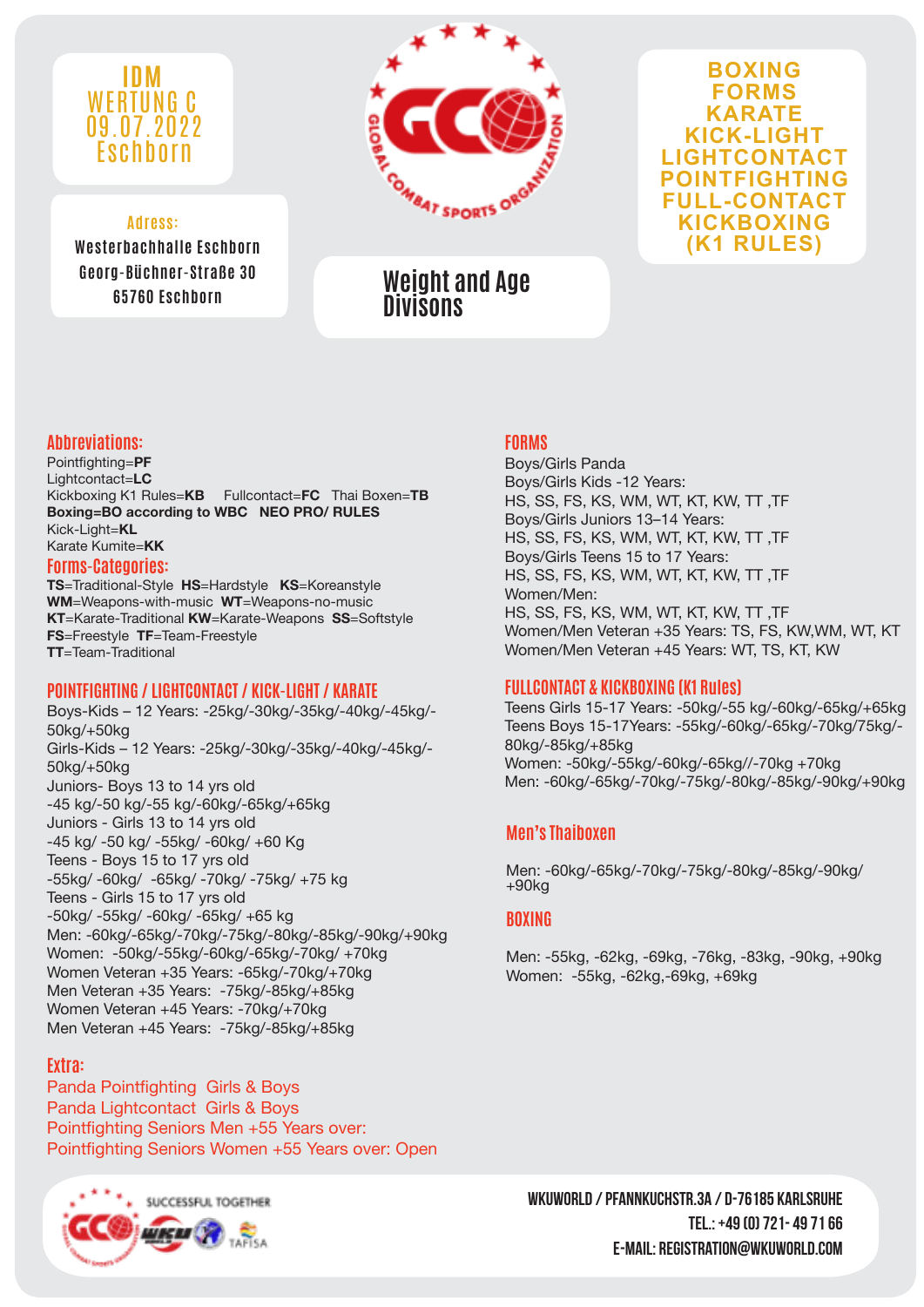# IDM WERTUNG C 09.07.2022 Eschborn

**Adress:**
Westerbachhalle Eschborn
Georg-Büchner-Straße 30
65760 Eschborn

**BOXING**
**FORMS**
**KARATE**
**KICK-LIGHT**
**LIGHTCONTACT**
**POINTFIGHTING**
**FULL-CONTACT**
**KICKBOXING**
**(K1 RULES)**

## Weight and Age Divisons

### Abbreviations:

Pointfighting=**PF**
Lightcontact=**LC**
Kickboxing K1 Rules=**KB** Fullcontact=**FC** Thai Boxen=**TB**
**Boxing=BO according to WBC NEO PRO/ RULES**
Kick-Light=**KL**
Karate Kumite=**KK**

### Forms-Categories:

**TS**=Traditional-Style **HS**=Hardstyle **KS**=Koreanstyle
**WM**=Weapons-with-music **WT**=Weapons-no-music
**KT**=Karate-Traditional **KW**=Karate-Weapons **SS**=Softstyle
**FS**=Freestyle **TF**=Team-Freestyle
**TT**=Team-Traditional

### POINTFIGHTING / LIGHTCONTACT / KICK-LIGHT / KARATE

Boys-Kids – 12 Years: -25kg/-30kg/-35kg/-40kg/-45kg/-50kg/+50kg
Girls-Kids – 12 Years: -25kg/-30kg/-35kg/-40kg/-45kg/-50kg/+50kg
Juniors- Boys 13 to 14 yrs old
-45 kg/-50 kg/-55 kg/-60kg/-65kg/+65kg
Juniors - Girls 13 to 14 yrs old
-45 kg/ -50 kg/ -55kg/ -60kg/ +60 Kg
Teens - Boys 15 to 17 yrs old
-55kg/ -60kg/ -65kg/ -70kg/ -75kg/ +75 kg
Teens - Girls 15 to 17 yrs old
-50kg/ -55kg/ -60kg/ -65kg/ +65 kg
Men: -60kg/-65kg/-70kg/-75kg/-80kg/-85kg/-90kg/+90kg
Women: -50kg/-55kg/-60kg/-65kg/-70kg/ +70kg
Women Veteran +35 Years: -65kg/-70kg/+70kg
Men Veteran +35 Years: -75kg/-85kg/+85kg
Women Veteran +45 Years: -70kg/+70kg
Men Veteran +45 Years: -75kg/-85kg/+85kg

### Extra:

Panda Pointfighting Girls & Boys
Panda Lightcontact Girls & Boys
Pointfighting Seniors Men +55 Years over:
Pointfighting Seniors Women +55 Years over: Open

### FORMS

Boys/Girls Panda
Boys/Girls Kids -12 Years:
HS, SS, FS, KS, WM, WT, KT, KW, TT ,TF
Boys/Girls Juniors 13–14 Years:
HS, SS, FS, KS, WM, WT, KT, KW, TT ,TF
Boys/Girls Teens 15 to 17 Years:
HS, SS, FS, KS, WM, WT, KT, KW, TT ,TF
Women/Men:
HS, SS, FS, KS, WM, WT, KT, KW, TT ,TF
Women/Men Veteran +35 Years: TS, FS, KW,WM, WT, KT
Women/Men Veteran +45 Years: WT, TS, KT, KW

### FULLCONTACT & KICKBOXING (K1 Rules)

Teens Girls 15-17 Years: -50kg/-55 kg/-60kg/-65kg/+65kg
Teens Boys 15-17Years: -55kg/-60kg/-65kg/-70kg/75kg/-80kg/-85kg/+85kg
Women: -50kg/-55kg/-60kg/-65kg//-70kg +70kg
Men: -60kg/-65kg/-70kg/-75kg/-80kg/-85kg/-90kg/+90kg

### Men's Thaiboxen

Men: -60kg/-65kg/-70kg/-75kg/-80kg/-85kg/-90kg/+90kg

### BOXING

Men: -55kg, -62kg, -69kg, -76kg, -83kg, -90kg, +90kg
Women: -55kg, -62kg,-69kg, +69kg

SUCCESSFUL TOGETHER

WKUWORLD / PFANNKUCHSTR.3A / D-76185 KARLSRUHE
TEL.: +49 (0) 721- 49 71 66
E-MAIL: REGISTRATION@WKUWORLD.COM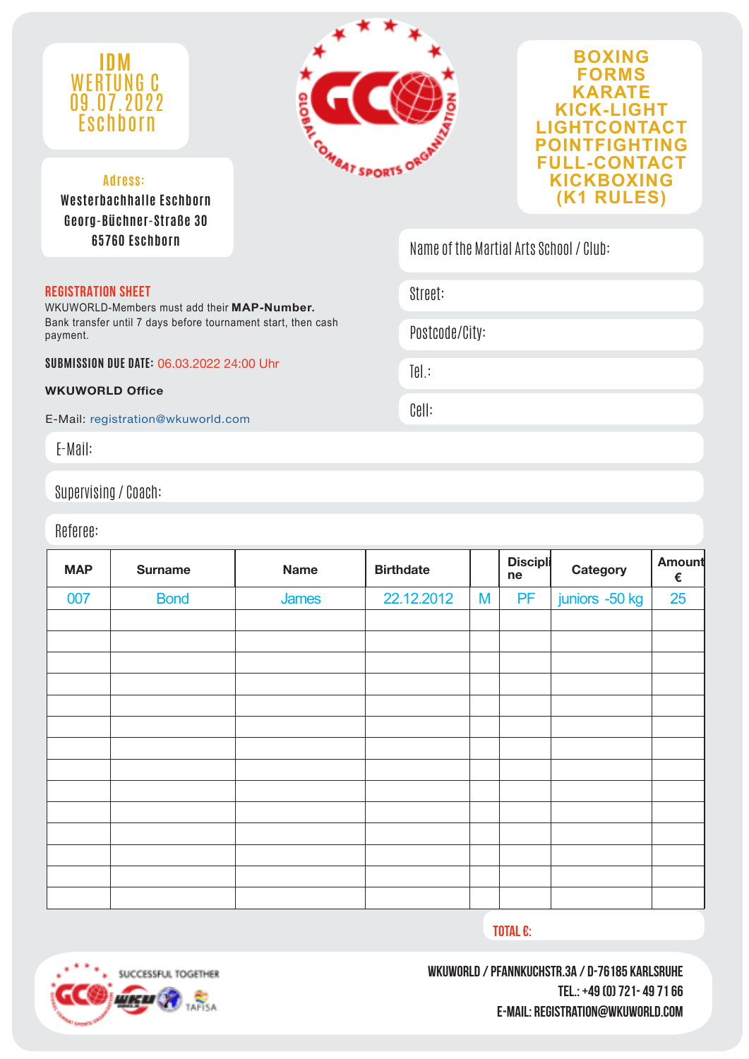IDM
WERTUNG C
09.07.2022
Eschborn

Adress:
Westerbachhalle Eschborn
Georg-Büchner-Straße 30
65760 Eschborn

BOXING
FORMS
KARATE
KICK-LIGHT
LIGHTCONTACT
POINTFIGHTING
FULL-CONTACT
KICKBOXING
(K1 RULES)

## REGISTRATION SHEET

WKUWORLD-Members must add their **MAP-Number.**
Bank transfer until 7 days before tournament start, then cash payment.

**SUBMISSION DUE DATE:** 06.03.2022 24:00 Uhr

**WKUWORLD Office**

E-Mail: registration@wkuworld.com

Name of the Martial Arts School / Club:

Street:

Postcode/City:

Tel.:

Cell:

E-Mail:

Supervising / Coach:

Referee:

| MAP | Surname | Name | Birthdate | | Discipline | Category | Amount € |
|---|---|---|---|---|---|---|---|
| 007 | Bond | James | 22.12.2012 | M | PF | juniors -50 kg | 25 |
| | | | | | | | |
| | | | | | | | |
| | | | | | | | |
| | | | | | | | |
| | | | | | | | |
| | | | | | | | |
| | | | | | | | |
| | | | | | | | |
| | | | | | | | |
| | | | | | | | |
| | | | | | | | |
| | | | | | | | |
| | | | | | | | |
| | | | | | | | |

TOTAL €:

SUCCESSFUL TOGETHER

WKUWORLD / PFANNKUCHSTR.3A / D-76185 KARLSRUHE
TEL.: +49 (0) 721- 49 71 66
E-MAIL: REGISTRATION@WKUWORLD.COM